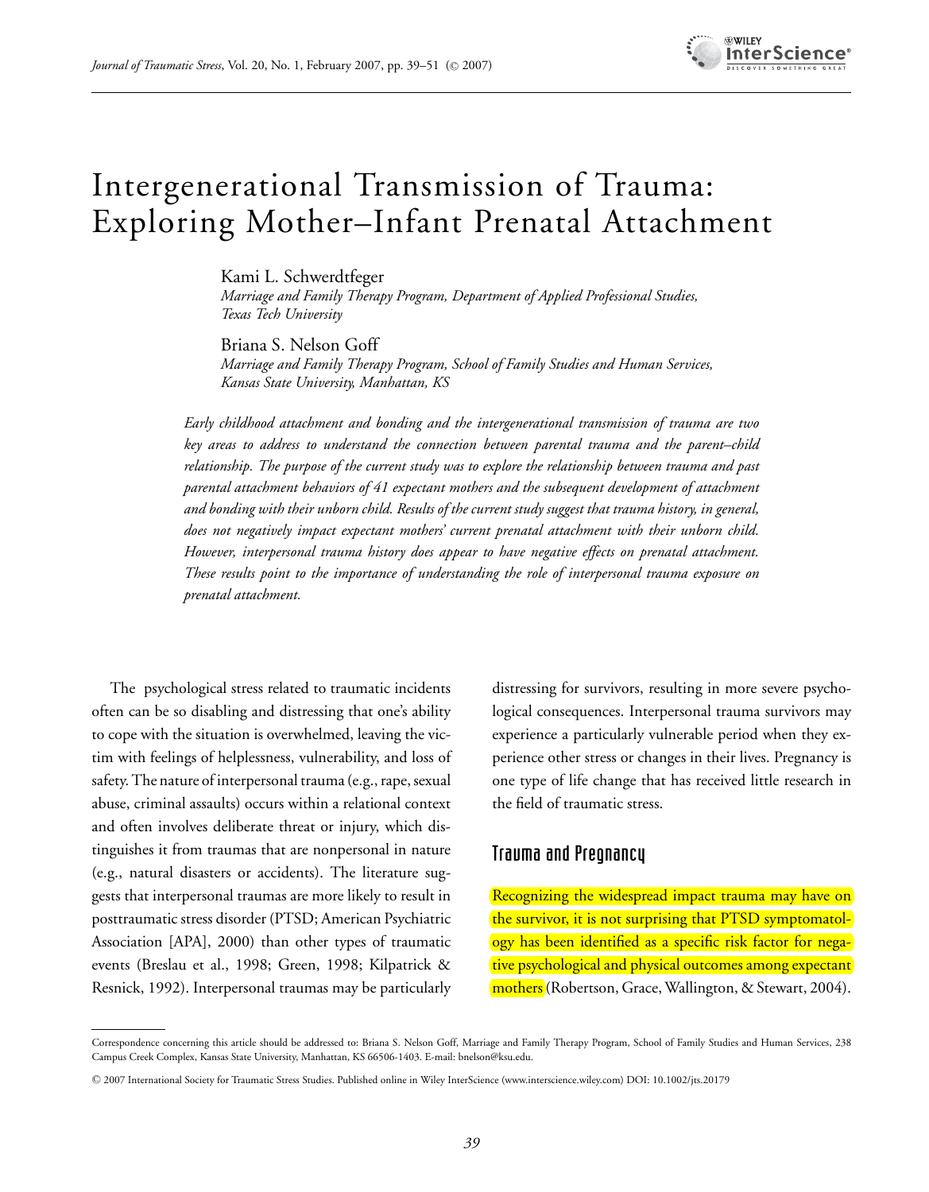# Intergenerational Transmission of Trauma: Exploring Mother–Infant Prenatal Attachment

Kami L. Schwerdtfeger
*Marriage and Family Therapy Program, Department of Applied Professional Studies, Texas Tech University*

Briana S. Nelson Goff
*Marriage and Family Therapy Program, School of Family Studies and Human Services, Kansas State University, Manhattan, KS*

*Early childhood attachment and bonding and the intergenerational transmission of trauma are two key areas to address to understand the connection between parental trauma and the parent–child relationship. The purpose of the current study was to explore the relationship between trauma and past parental attachment behaviors of 41 expectant mothers and the subsequent development of attachment and bonding with their unborn child. Results of the current study suggest that trauma history, in general, does not negatively impact expectant mothers' current prenatal attachment with their unborn child. However, interpersonal trauma history does appear to have negative effects on prenatal attachment. These results point to the importance of understanding the role of interpersonal trauma exposure on prenatal attachment.*

The psychological stress related to traumatic incidents often can be so disabling and distressing that one's ability to cope with the situation is overwhelmed, leaving the victim with feelings of helplessness, vulnerability, and loss of safety. The nature of interpersonal trauma (e.g., rape, sexual abuse, criminal assaults) occurs within a relational context and often involves deliberate threat or injury, which distinguishes it from traumas that are nonpersonal in nature (e.g., natural disasters or accidents). The literature suggests that interpersonal traumas are more likely to result in posttraumatic stress disorder (PTSD; American Psychiatric Association [APA], 2000) than other types of traumatic events (Breslau et al., 1998; Green, 1998; Kilpatrick & Resnick, 1992). Interpersonal traumas may be particularly distressing for survivors, resulting in more severe psychological consequences. Interpersonal trauma survivors may experience a particularly vulnerable period when they experience other stress or changes in their lives. Pregnancy is one type of life change that has received little research in the field of traumatic stress.

## Trauma and Pregnancy

Recognizing the widespread impact trauma may have on the survivor, it is not surprising that PTSD symptomatology has been identified as a specific risk factor for negative psychological and physical outcomes among expectant mothers (Robertson, Grace, Wallington, & Stewart, 2004).

Correspondence concerning this article should be addressed to: Briana S. Nelson Goff, Marriage and Family Therapy Program, School of Family Studies and Human Services, 238 Campus Creek Complex, Kansas State University, Manhattan, KS 66506-1403. E-mail: bnelson@ksu.edu.

© 2007 International Society for Traumatic Stress Studies. Published online in Wiley InterScience (www.interscience.wiley.com) DOI: 10.1002/jts.20179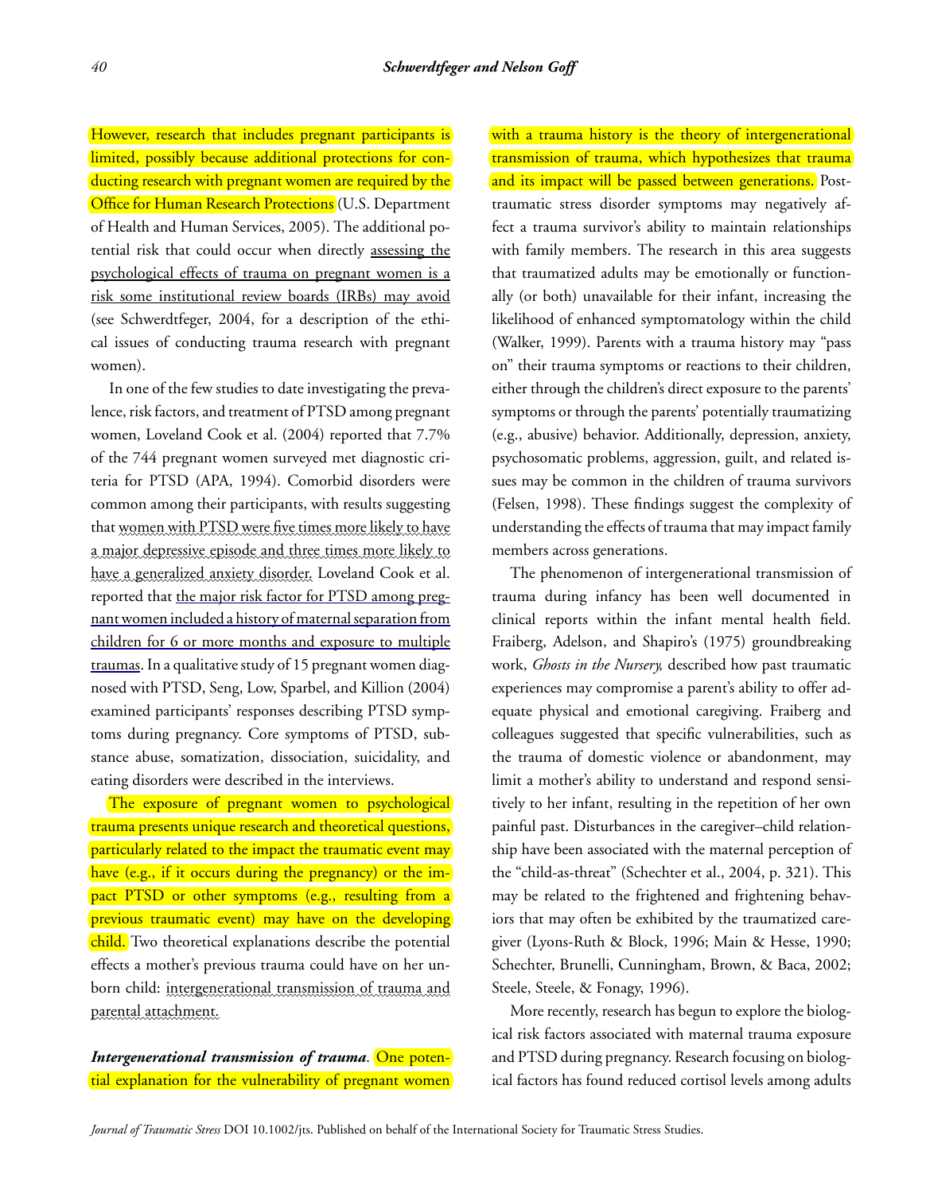However, research that includes pregnant participants is limited, possibly because additional protections for conducting research with pregnant women are required by the Office for Human Research Protections (U.S. Department of Health and Human Services, 2005). The additional potential risk that could occur when directly assessing the psychological effects of trauma on pregnant women is a risk some institutional review boards (IRBs) may avoid (see Schwerdtfeger, 2004, for a description of the ethical issues of conducting trauma research with pregnant women).

In one of the few studies to date investigating the prevalence, risk factors, and treatment of PTSD among pregnant women, Loveland Cook et al. (2004) reported that 7.7% of the 744 pregnant women surveyed met diagnostic criteria for PTSD (APA, 1994). Comorbid disorders were common among their participants, with results suggesting that women with PTSD were five times more likely to have a major depressive episode and three times more likely to have a generalized anxiety disorder. Loveland Cook et al. reported that the major risk factor for PTSD among pregnant women included a history of maternal separation from children for 6 or more months and exposure to multiple traumas. In a qualitative study of 15 pregnant women diagnosed with PTSD, Seng, Low, Sparbel, and Killion (2004) examined participants' responses describing PTSD symptoms during pregnancy. Core symptoms of PTSD, substance abuse, somatization, dissociation, suicidality, and eating disorders were described in the interviews.

The exposure of pregnant women to psychological trauma presents unique research and theoretical questions, particularly related to the impact the traumatic event may have (e.g., if it occurs during the pregnancy) or the impact PTSD or other symptoms (e.g., resulting from a previous traumatic event) may have on the developing child. Two theoretical explanations describe the potential effects a mother's previous trauma could have on her unborn child: intergenerational transmission of trauma and parental attachment.

***Intergenerational transmission of trauma.*** One potential explanation for the vulnerability of pregnant women with a trauma history is the theory of intergenerational transmission of trauma, which hypothesizes that trauma and its impact will be passed between generations. Posttraumatic stress disorder symptoms may negatively affect a trauma survivor's ability to maintain relationships with family members. The research in this area suggests that traumatized adults may be emotionally or functionally (or both) unavailable for their infant, increasing the likelihood of enhanced symptomatology within the child (Walker, 1999). Parents with a trauma history may "pass on" their trauma symptoms or reactions to their children, either through the children's direct exposure to the parents' symptoms or through the parents' potentially traumatizing (e.g., abusive) behavior. Additionally, depression, anxiety, psychosomatic problems, aggression, guilt, and related issues may be common in the children of trauma survivors (Felsen, 1998). These findings suggest the complexity of understanding the effects of trauma that may impact family members across generations.

The phenomenon of intergenerational transmission of trauma during infancy has been well documented in clinical reports within the infant mental health field. Fraiberg, Adelson, and Shapiro's (1975) groundbreaking work, *Ghosts in the Nursery,* described how past traumatic experiences may compromise a parent's ability to offer adequate physical and emotional caregiving. Fraiberg and colleagues suggested that specific vulnerabilities, such as the trauma of domestic violence or abandonment, may limit a mother's ability to understand and respond sensitively to her infant, resulting in the repetition of her own painful past. Disturbances in the caregiver–child relationship have been associated with the maternal perception of the "child-as-threat" (Schechter et al., 2004, p. 321). This may be related to the frightened and frightening behaviors that may often be exhibited by the traumatized caregiver (Lyons-Ruth & Block, 1996; Main & Hesse, 1990; Schechter, Brunelli, Cunningham, Brown, & Baca, 2002; Steele, Steele, & Fonagy, 1996).

More recently, research has begun to explore the biological risk factors associated with maternal trauma exposure and PTSD during pregnancy. Research focusing on biological factors has found reduced cortisol levels among adults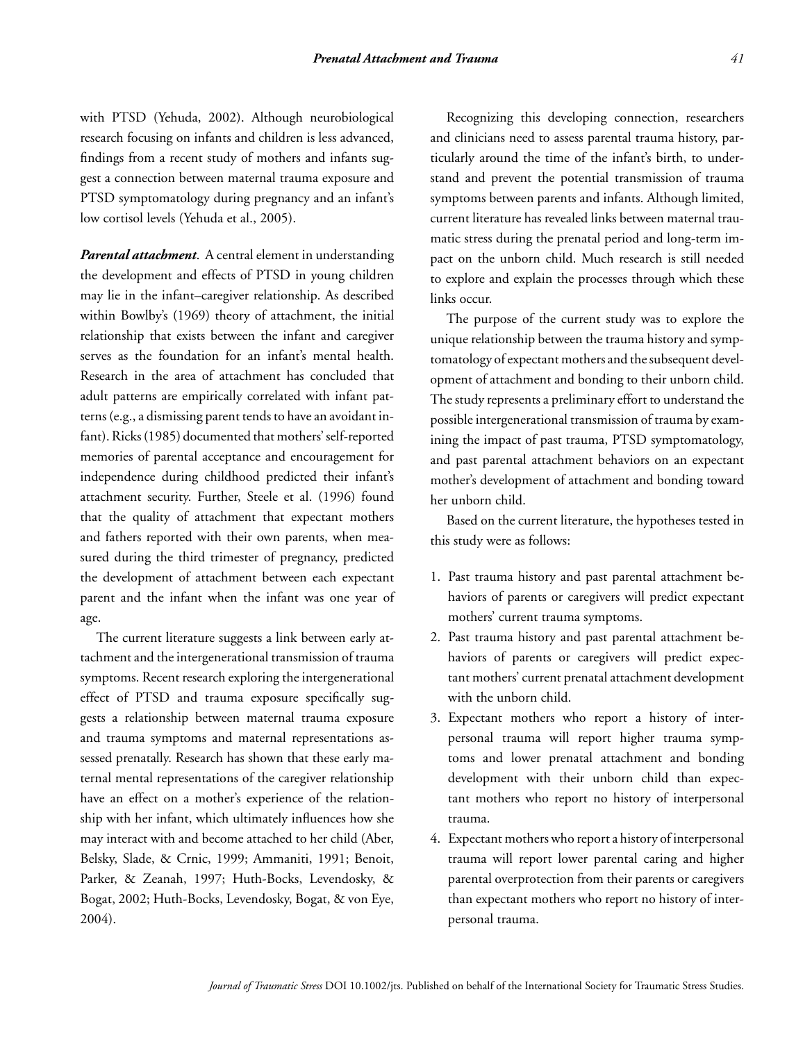with PTSD (Yehuda, 2002). Although neurobiological research focusing on infants and children is less advanced, findings from a recent study of mothers and infants suggest a connection between maternal trauma exposure and PTSD symptomatology during pregnancy and an infant's low cortisol levels (Yehuda et al., 2005).

***Parental attachment***. A central element in understanding the development and effects of PTSD in young children may lie in the infant–caregiver relationship. As described within Bowlby's (1969) theory of attachment, the initial relationship that exists between the infant and caregiver serves as the foundation for an infant's mental health. Research in the area of attachment has concluded that adult patterns are empirically correlated with infant patterns (e.g., a dismissing parent tends to have an avoidant infant). Ricks (1985) documented that mothers' self-reported memories of parental acceptance and encouragement for independence during childhood predicted their infant's attachment security. Further, Steele et al. (1996) found that the quality of attachment that expectant mothers and fathers reported with their own parents, when measured during the third trimester of pregnancy, predicted the development of attachment between each expectant parent and the infant when the infant was one year of age.

The current literature suggests a link between early attachment and the intergenerational transmission of trauma symptoms. Recent research exploring the intergenerational effect of PTSD and trauma exposure specifically suggests a relationship between maternal trauma exposure and trauma symptoms and maternal representations assessed prenatally. Research has shown that these early maternal mental representations of the caregiver relationship have an effect on a mother's experience of the relationship with her infant, which ultimately influences how she may interact with and become attached to her child (Aber, Belsky, Slade, & Crnic, 1999; Ammaniti, 1991; Benoit, Parker, & Zeanah, 1997; Huth-Bocks, Levendosky, & Bogat, 2002; Huth-Bocks, Levendosky, Bogat, & von Eye, 2004).

Recognizing this developing connection, researchers and clinicians need to assess parental trauma history, particularly around the time of the infant's birth, to understand and prevent the potential transmission of trauma symptoms between parents and infants. Although limited, current literature has revealed links between maternal traumatic stress during the prenatal period and long-term impact on the unborn child. Much research is still needed to explore and explain the processes through which these links occur.

The purpose of the current study was to explore the unique relationship between the trauma history and symptomatology of expectant mothers and the subsequent development of attachment and bonding to their unborn child. The study represents a preliminary effort to understand the possible intergenerational transmission of trauma by examining the impact of past trauma, PTSD symptomatology, and past parental attachment behaviors on an expectant mother's development of attachment and bonding toward her unborn child.

Based on the current literature, the hypotheses tested in this study were as follows:

1. Past trauma history and past parental attachment behaviors of parents or caregivers will predict expectant mothers' current trauma symptoms.
2. Past trauma history and past parental attachment behaviors of parents or caregivers will predict expectant mothers' current prenatal attachment development with the unborn child.
3. Expectant mothers who report a history of interpersonal trauma will report higher trauma symptoms and lower prenatal attachment and bonding development with their unborn child than expectant mothers who report no history of interpersonal trauma.
4. Expectant mothers who report a history of interpersonal trauma will report lower parental caring and higher parental overprotection from their parents or caregivers than expectant mothers who report no history of interpersonal trauma.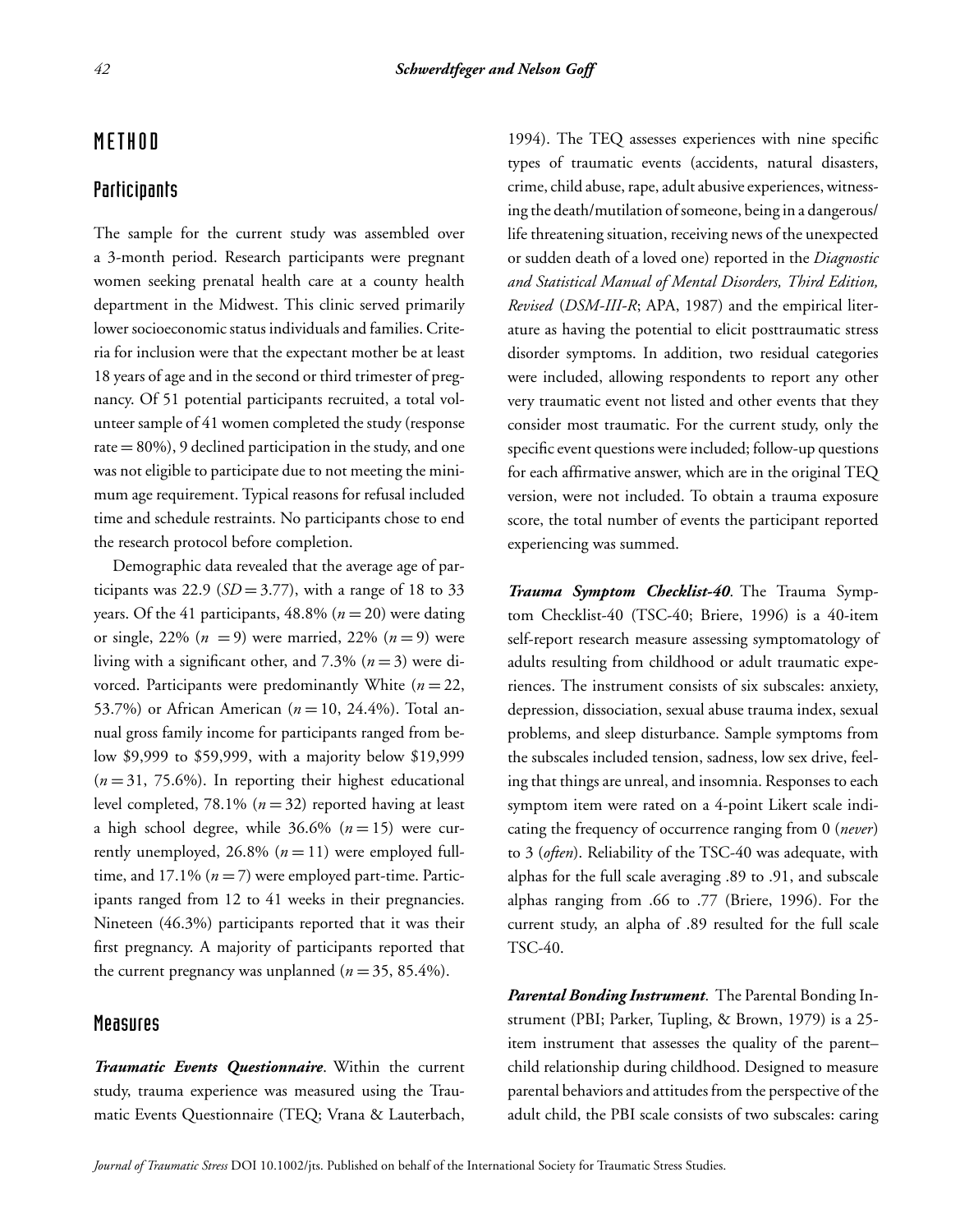# METHOD

## Participants

The sample for the current study was assembled over a 3-month period. Research participants were pregnant women seeking prenatal health care at a county health department in the Midwest. This clinic served primarily lower socioeconomic status individuals and families. Criteria for inclusion were that the expectant mother be at least 18 years of age and in the second or third trimester of pregnancy. Of 51 potential participants recruited, a total volunteer sample of 41 women completed the study (response rate = 80%), 9 declined participation in the study, and one was not eligible to participate due to not meeting the minimum age requirement. Typical reasons for refusal included time and schedule restraints. No participants chose to end the research protocol before completion.

Demographic data revealed that the average age of participants was 22.9 ($SD = 3.77$), with a range of 18 to 33 years. Of the 41 participants, 48.8% ($n = 20$) were dating or single, 22% ($n = 9$) were married, 22% ($n = 9$) were living with a significant other, and 7.3% ($n = 3$) were divorced. Participants were predominantly White ($n = 22$, 53.7%) or African American ($n = 10$, 24.4%). Total annual gross family income for participants ranged from below \$9,999 to \$59,999, with a majority below \$19,999 ($n = 31$, 75.6%). In reporting their highest educational level completed, 78.1% ($n = 32$) reported having at least a high school degree, while 36.6% ($n = 15$) were currently unemployed, 26.8% ($n = 11$) were employed full-time, and 17.1% ($n = 7$) were employed part-time. Participants ranged from 12 to 41 weeks in their pregnancies. Nineteen (46.3%) participants reported that it was their first pregnancy. A majority of participants reported that the current pregnancy was unplanned ($n = 35$, 85.4%).

## Measures

***Traumatic Events Questionnaire***. Within the current study, trauma experience was measured using the Traumatic Events Questionnaire (TEQ; Vrana & Lauterbach, 1994). The TEQ assesses experiences with nine specific types of traumatic events (accidents, natural disasters, crime, child abuse, rape, adult abusive experiences, witnessing the death/mutilation of someone, being in a dangerous/life threatening situation, receiving news of the unexpected or sudden death of a loved one) reported in the *Diagnostic and Statistical Manual of Mental Disorders, Third Edition, Revised* (*DSM-III-R*; APA, 1987) and the empirical literature as having the potential to elicit posttraumatic stress disorder symptoms. In addition, two residual categories were included, allowing respondents to report any other very traumatic event not listed and other events that they consider most traumatic. For the current study, only the specific event questions were included; follow-up questions for each affirmative answer, which are in the original TEQ version, were not included. To obtain a trauma exposure score, the total number of events the participant reported experiencing was summed.

***Trauma Symptom Checklist-40***. The Trauma Symptom Checklist-40 (TSC-40; Briere, 1996) is a 40-item self-report research measure assessing symptomatology of adults resulting from childhood or adult traumatic experiences. The instrument consists of six subscales: anxiety, depression, dissociation, sexual abuse trauma index, sexual problems, and sleep disturbance. Sample symptoms from the subscales included tension, sadness, low sex drive, feeling that things are unreal, and insomnia. Responses to each symptom item were rated on a 4-point Likert scale indicating the frequency of occurrence ranging from 0 (*never*) to 3 (*often*). Reliability of the TSC-40 was adequate, with alphas for the full scale averaging .89 to .91, and subscale alphas ranging from .66 to .77 (Briere, 1996). For the current study, an alpha of .89 resulted for the full scale TSC-40.

***Parental Bonding Instrument***. The Parental Bonding Instrument (PBI; Parker, Tupling, & Brown, 1979) is a 25-item instrument that assesses the quality of the parent–child relationship during childhood. Designed to measure parental behaviors and attitudes from the perspective of the adult child, the PBI scale consists of two subscales: caring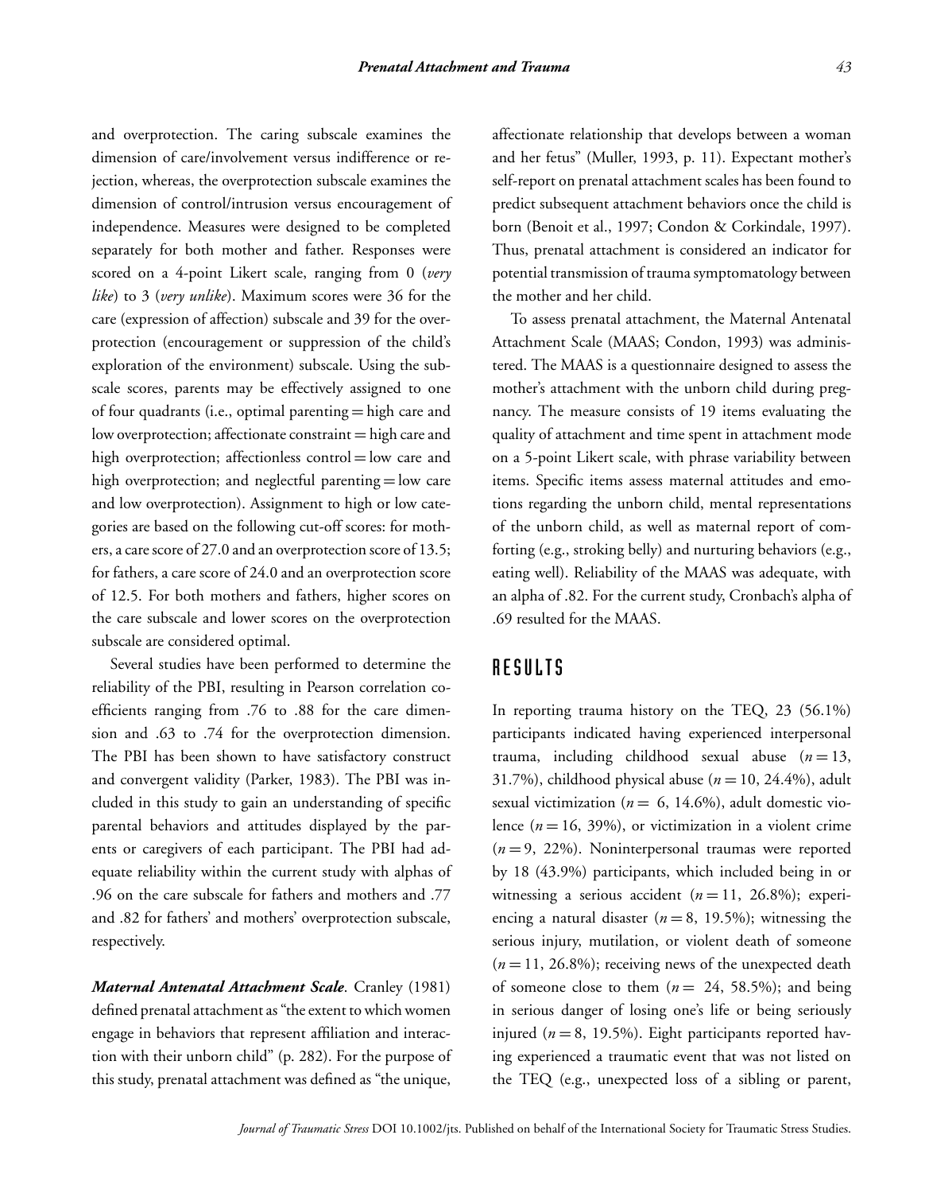and overprotection. The caring subscale examines the dimension of care/involvement versus indifference or rejection, whereas, the overprotection subscale examines the dimension of control/intrusion versus encouragement of independence. Measures were designed to be completed separately for both mother and father. Responses were scored on a 4-point Likert scale, ranging from 0 (*very like*) to 3 (*very unlike*). Maximum scores were 36 for the care (expression of affection) subscale and 39 for the overprotection (encouragement or suppression of the child's exploration of the environment) subscale. Using the subscale scores, parents may be effectively assigned to one of four quadrants (i.e., optimal parenting = high care and low overprotection; affectionate constraint = high care and high overprotection; affectionless control = low care and high overprotection; and neglectful parenting = low care and low overprotection). Assignment to high or low categories are based on the following cut-off scores: for mothers, a care score of 27.0 and an overprotection score of 13.5; for fathers, a care score of 24.0 and an overprotection score of 12.5. For both mothers and fathers, higher scores on the care subscale and lower scores on the overprotection subscale are considered optimal.

Several studies have been performed to determine the reliability of the PBI, resulting in Pearson correlation coefficients ranging from .76 to .88 for the care dimension and .63 to .74 for the overprotection dimension. The PBI has been shown to have satisfactory construct and convergent validity (Parker, 1983). The PBI was included in this study to gain an understanding of specific parental behaviors and attitudes displayed by the parents or caregivers of each participant. The PBI had adequate reliability within the current study with alphas of .96 on the care subscale for fathers and mothers and .77 and .82 for fathers' and mothers' overprotection subscale, respectively.

***Maternal Antenatal Attachment Scale*.** Cranley (1981) defined prenatal attachment as "the extent to which women engage in behaviors that represent affiliation and interaction with their unborn child" (p. 282). For the purpose of this study, prenatal attachment was defined as "the unique, affectionate relationship that develops between a woman and her fetus" (Muller, 1993, p. 11). Expectant mother's self-report on prenatal attachment scales has been found to predict subsequent attachment behaviors once the child is born (Benoit et al., 1997; Condon & Corkindale, 1997). Thus, prenatal attachment is considered an indicator for potential transmission of trauma symptomatology between the mother and her child.

To assess prenatal attachment, the Maternal Antenatal Attachment Scale (MAAS; Condon, 1993) was administered. The MAAS is a questionnaire designed to assess the mother's attachment with the unborn child during pregnancy. The measure consists of 19 items evaluating the quality of attachment and time spent in attachment mode on a 5-point Likert scale, with phrase variability between items. Specific items assess maternal attitudes and emotions regarding the unborn child, mental representations of the unborn child, as well as maternal report of comforting (e.g., stroking belly) and nurturing behaviors (e.g., eating well). Reliability of the MAAS was adequate, with an alpha of .82. For the current study, Cronbach's alpha of .69 resulted for the MAAS.

## RESULTS

In reporting trauma history on the TEQ, 23 (56.1%) participants indicated having experienced interpersonal trauma, including childhood sexual abuse ($n = 13$, 31.7%), childhood physical abuse ($n = 10$, 24.4%), adult sexual victimization ($n = 6$, 14.6%), adult domestic violence ($n = 16$, 39%), or victimization in a violent crime ($n = 9$, 22%). Noninterpersonal traumas were reported by 18 (43.9%) participants, which included being in or witnessing a serious accident ($n = 11$, 26.8%); experiencing a natural disaster ($n = 8$, 19.5%); witnessing the serious injury, mutilation, or violent death of someone ($n = 11$, 26.8%); receiving news of the unexpected death of someone close to them ($n = 24$, 58.5%); and being in serious danger of losing one's life or being seriously injured ($n = 8$, 19.5%). Eight participants reported having experienced a traumatic event that was not listed on the TEQ (e.g., unexpected loss of a sibling or parent,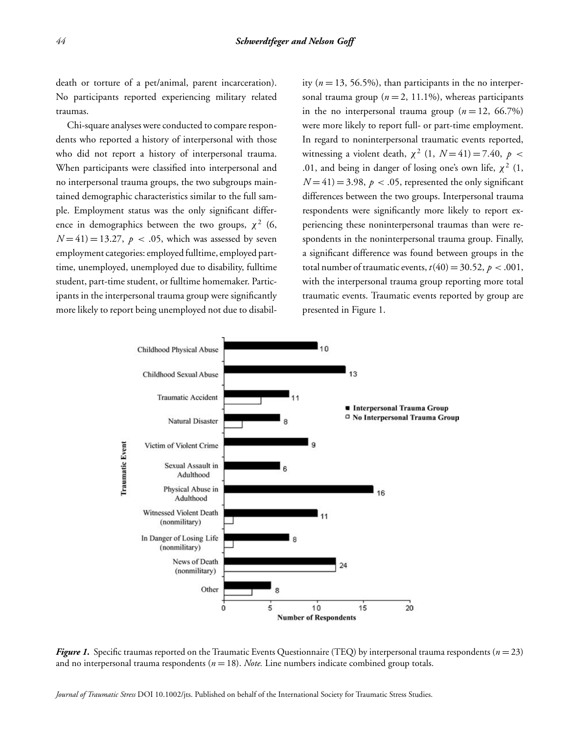death or torture of a pet/animal, parent incarceration). No participants reported experiencing military related traumas.

Chi-square analyses were conducted to compare respondents who reported a history of interpersonal with those who did not report a history of interpersonal trauma. When participants were classified into interpersonal and no interpersonal trauma groups, the two subgroups maintained demographic characteristics similar to the full sample. Employment status was the only significant difference in demographics between the two groups, $\chi^2$ (6, $N = 41$) = 13.27, $p < .05$, which was assessed by seven employment categories: employed fulltime, employed part-time, unemployed, unemployed due to disability, fulltime student, part-time student, or fulltime homemaker. Participants in the interpersonal trauma group were significantly more likely to report being unemployed not due to disability ($n = 13$, 56.5%), than participants in the no interpersonal trauma group ($n = 2$, 11.1%), whereas participants in the no interpersonal trauma group ($n = 12$, 66.7%) were more likely to report full- or part-time employment. In regard to noninterpersonal traumatic events reported, witnessing a violent death, $\chi^2$ (1, $N = 41$) = 7.40, $p < .01$, and being in danger of losing one's own life, $\chi^2$ (1, $N = 41$) = 3.98, $p < .05$, represented the only significant differences between the two groups. Interpersonal trauma respondents were significantly more likely to report experiencing these noninterpersonal traumas than were respondents in the noninterpersonal trauma group. Finally, a significant difference was found between groups in the total number of traumatic events, $t(40) = 30.52$, $p < .001$, with the interpersonal trauma group reporting more total traumatic events. Traumatic events reported by group are presented in Figure 1.

***Figure 1.*** Specific traumas reported on the Traumatic Events Questionnaire (TEQ) by interpersonal trauma respondents ($n = 23$) and no interpersonal trauma respondents ($n = 18$). *Note.* Line numbers indicate combined group totals.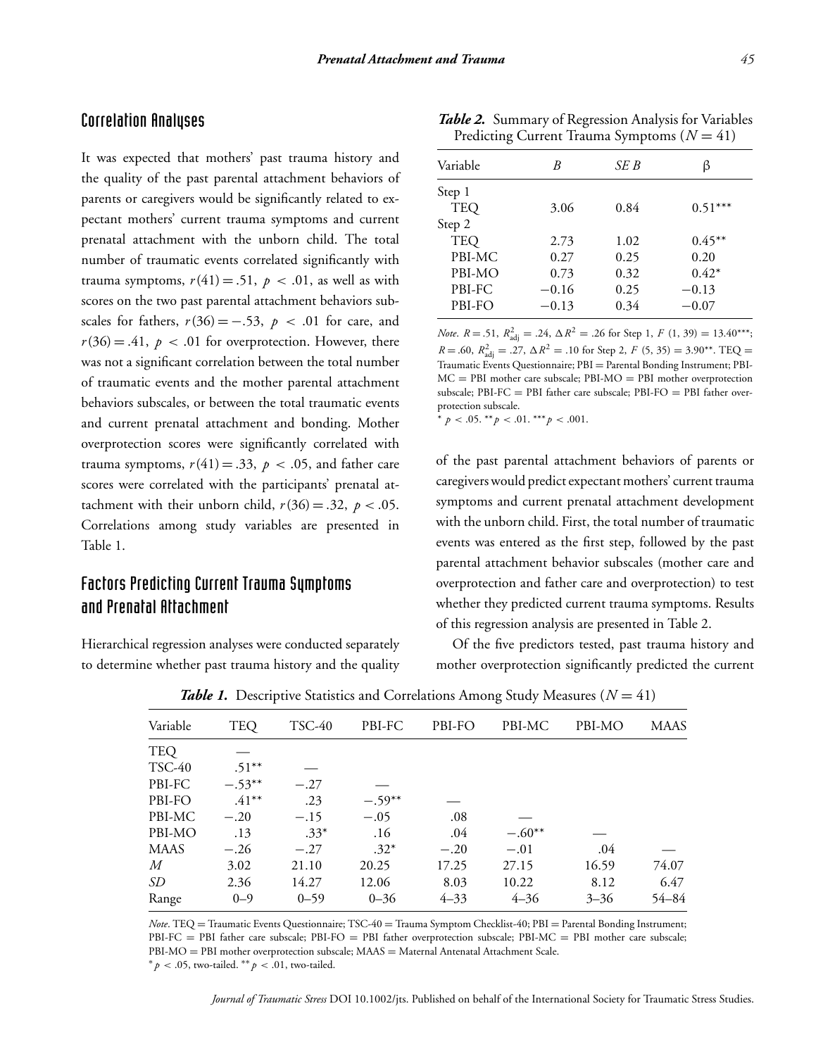## Correlation Analyses

It was expected that mothers' past trauma history and the quality of the past parental attachment behaviors of parents or caregivers would be significantly related to expectant mothers' current trauma symptoms and current prenatal attachment with the unborn child. The total number of traumatic events correlated significantly with trauma symptoms, $r(41) = .51$, $p < .01$, as well as with scores on the two past parental attachment behaviors subscales for fathers, $r(36) = -.53$, $p < .01$ for care, and $r(36) = .41$, $p < .01$ for overprotection. However, there was not a significant correlation between the total number of traumatic events and the mother parental attachment behaviors subscales, or between the total traumatic events and current prenatal attachment and bonding. Mother overprotection scores were significantly correlated with trauma symptoms, $r(41) = .33$, $p < .05$, and father care scores were correlated with the participants' prenatal attachment with their unborn child, $r(36) = .32$, $p < .05$. Correlations among study variables are presented in Table 1.

## Factors Predicting Current Trauma Symptoms and Prenatal Attachment

Hierarchical regression analyses were conducted separately to determine whether past trauma history and the quality of the past parental attachment behaviors of parents or caregivers would predict expectant mothers' current trauma symptoms and current prenatal attachment development with the unborn child. First, the total number of traumatic events was entered as the first step, followed by the past parental attachment behavior subscales (mother care and overprotection and father care and overprotection) to test whether they predicted current trauma symptoms. Results of this regression analysis are presented in Table 2.

Of the five predictors tested, past trauma history and mother overprotection significantly predicted the current

***Table 2.*** Summary of Regression Analysis for Variables Predicting Current Trauma Symptoms ($N = 41$)

| Variable | *B* | *SE B* | β |
|---|---|---|---|
| Step 1 | | | |
| TEQ | 3.06 | 0.84 | 0.51*** |
| Step 2 | | | |
| TEQ | 2.73 | 1.02 | 0.45** |
| PBI-MC | 0.27 | 0.25 | 0.20 |
| PBI-MO | 0.73 | 0.32 | 0.42* |
| PBI-FC | −0.16 | 0.25 | −0.13 |
| PBI-FO | −0.13 | 0.34 | −0.07 |

*Note*. $R = .51$, $R^2_{adj} = .24$, $\Delta R^2 = .26$ for Step 1, $F\ (1, 39) = 13.40$***; $R = .60$, $R^2_{adj} = .27$, $\Delta R^2 = .10$ for Step 2, $F\ (5, 35) = 3.90$**. TEQ = Traumatic Events Questionnaire; PBI = Parental Bonding Instrument; PBI-MC = PBI mother care subscale; PBI-MO = PBI mother overprotection subscale; PBI-FC = PBI father care subscale; PBI-FO = PBI father overprotection subscale.
* $p < .05$. ** $p < .01$. *** $p < .001$.

***Table 1.*** Descriptive Statistics and Correlations Among Study Measures ($N = 41$)

| Variable | TEQ | TSC-40 | PBI-FC | PBI-FO | PBI-MC | PBI-MO | MAAS |
|---|---|---|---|---|---|---|---|
| TEQ | — | | | | | | |
| TSC-40 | .51** | — | | | | | |
| PBI-FC | −.53** | −.27 | — | | | | |
| PBI-FO | .41** | .23 | −.59** | — | | | |
| PBI-MC | −.20 | −.15 | −.05 | .08 | — | | |
| PBI-MO | .13 | .33* | .16 | .04 | −.60** | — | |
| MAAS | −.26 | −.27 | .32* | −.20 | −.01 | .04 | — |
| *M* | 3.02 | 21.10 | 20.25 | 17.25 | 27.15 | 16.59 | 74.07 |
| *SD* | 2.36 | 14.27 | 12.06 | 8.03 | 10.22 | 8.12 | 6.47 |
| Range | 0–9 | 0–59 | 0–36 | 4–33 | 4–36 | 3–36 | 54–84 |

*Note*. TEQ = Traumatic Events Questionnaire; TSC-40 = Trauma Symptom Checklist-40; PBI = Parental Bonding Instrument; PBI-FC = PBI father care subscale; PBI-FO = PBI father overprotection subscale; PBI-MC = PBI mother care subscale; PBI-MO = PBI mother overprotection subscale; MAAS = Maternal Antenatal Attachment Scale.
* $p < .05$, two-tailed. ** $p < .01$, two-tailed.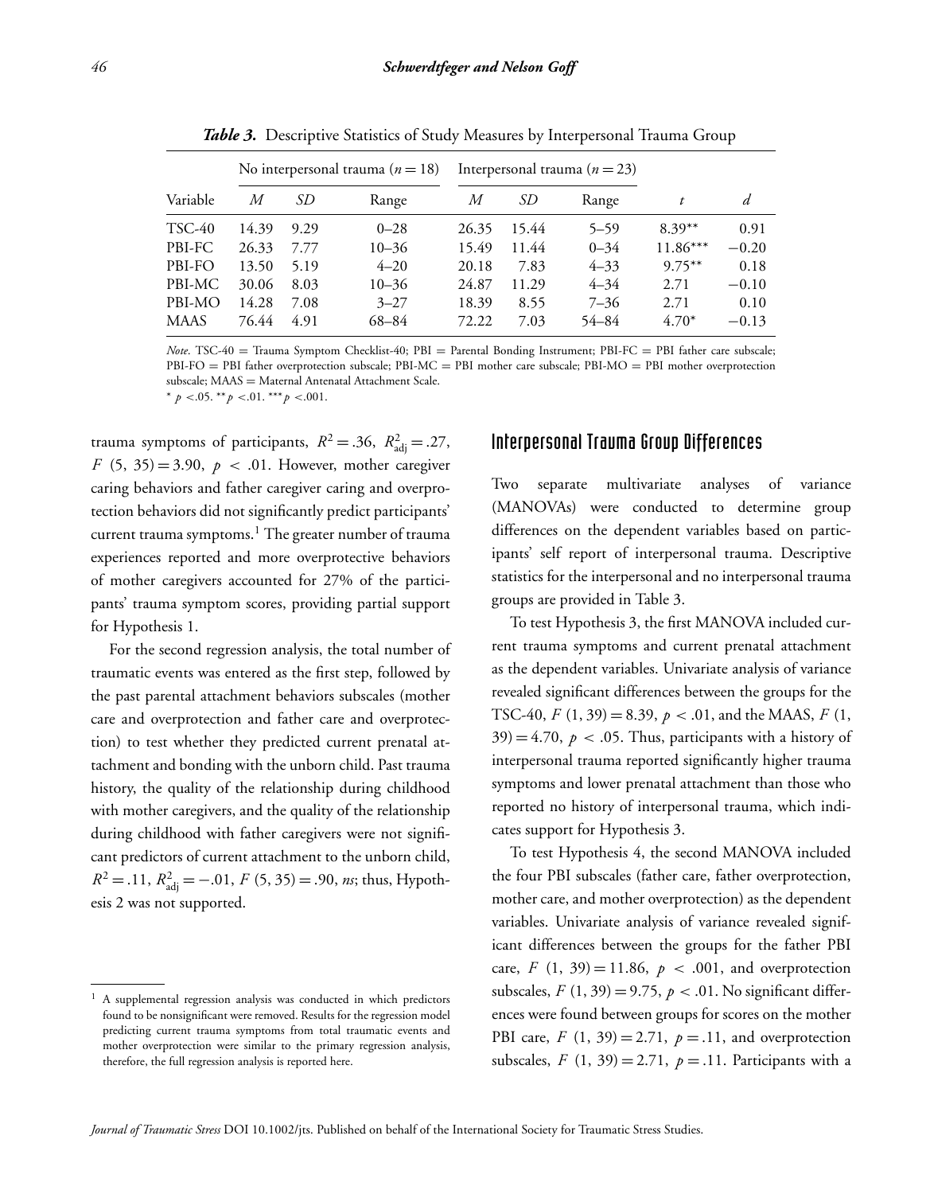*Table 3.* Descriptive Statistics of Study Measures by Interpersonal Trauma Group

| | No interpersonal trauma ($n = 18$) | | | Interpersonal trauma ($n = 23$) | | | | |
|---|---|---|---|---|---|---|---|---|
| Variable | *M* | *SD* | Range | *M* | *SD* | Range | *t* | *d* |
| TSC-40 | 14.39 | 9.29 | 0–28 | 26.35 | 15.44 | 5–59 | 8.39** | 0.91 |
| PBI-FC | 26.33 | 7.77 | 10–36 | 15.49 | 11.44 | 0–34 | 11.86*** | −0.20 |
| PBI-FO | 13.50 | 5.19 | 4–20 | 20.18 | 7.83 | 4–33 | 9.75** | 0.18 |
| PBI-MC | 30.06 | 8.03 | 10–36 | 24.87 | 11.29 | 4–34 | 2.71 | −0.10 |
| PBI-MO | 14.28 | 7.08 | 3–27 | 18.39 | 8.55 | 7–36 | 2.71 | 0.10 |
| MAAS | 76.44 | 4.91 | 68–84 | 72.22 | 7.03 | 54–84 | 4.70* | −0.13 |

*Note*. TSC-40 = Trauma Symptom Checklist-40; PBI = Parental Bonding Instrument; PBI-FC = PBI father care subscale; PBI-FO = PBI father overprotection subscale; PBI-MC = PBI mother care subscale; PBI-MO = PBI mother overprotection subscale; MAAS = Maternal Antenatal Attachment Scale.
* $p < .05$. ** $p < .01$. *** $p < .001$.

trauma symptoms of participants, $R^2 = .36$, $R^2_{\text{adj}} = .27$, $F$ (5, 35) = 3.90, $p < .01$. However, mother caregiver caring behaviors and father caregiver caring and overprotection behaviors did not significantly predict participants' current trauma symptoms.[1] The greater number of trauma experiences reported and more overprotective behaviors of mother caregivers accounted for 27% of the participants' trauma symptom scores, providing partial support for Hypothesis 1.

For the second regression analysis, the total number of traumatic events was entered as the first step, followed by the past parental attachment behaviors subscales (mother care and overprotection and father care and overprotection) to test whether they predicted current prenatal attachment and bonding with the unborn child. Past trauma history, the quality of the relationship during childhood with mother caregivers, and the quality of the relationship during childhood with father caregivers were not significant predictors of current attachment to the unborn child, $R^2 = .11$, $R^2_{\text{adj}} = -.01$, $F$ (5, 35) = .90, *ns*; thus, Hypothesis 2 was not supported.

[1] A supplemental regression analysis was conducted in which predictors found to be nonsignificant were removed. Results for the regression model predicting current trauma symptoms from total traumatic events and mother overprotection were similar to the primary regression analysis, therefore, the full regression analysis is reported here.

## Interpersonal Trauma Group Differences

Two separate multivariate analyses of variance (MANOVAs) were conducted to determine group differences on the dependent variables based on participants' self report of interpersonal trauma. Descriptive statistics for the interpersonal and no interpersonal trauma groups are provided in Table 3.

To test Hypothesis 3, the first MANOVA included current trauma symptoms and current prenatal attachment as the dependent variables. Univariate analysis of variance revealed significant differences between the groups for the TSC-40, $F$ (1, 39) = 8.39, $p < .01$, and the MAAS, $F$ (1, 39) = 4.70, $p < .05$. Thus, participants with a history of interpersonal trauma reported significantly higher trauma symptoms and lower prenatal attachment than those who reported no history of interpersonal trauma, which indicates support for Hypothesis 3.

To test Hypothesis 4, the second MANOVA included the four PBI subscales (father care, father overprotection, mother care, and mother overprotection) as the dependent variables. Univariate analysis of variance revealed significant differences between the groups for the father PBI care, $F$ (1, 39) = 11.86, $p < .001$, and overprotection subscales, $F$ (1, 39) = 9.75, $p < .01$. No significant differences were found between groups for scores on the mother PBI care, $F$ (1, 39) = 2.71, $p = .11$, and overprotection subscales, $F$ (1, 39) = 2.71, $p = .11$. Participants with a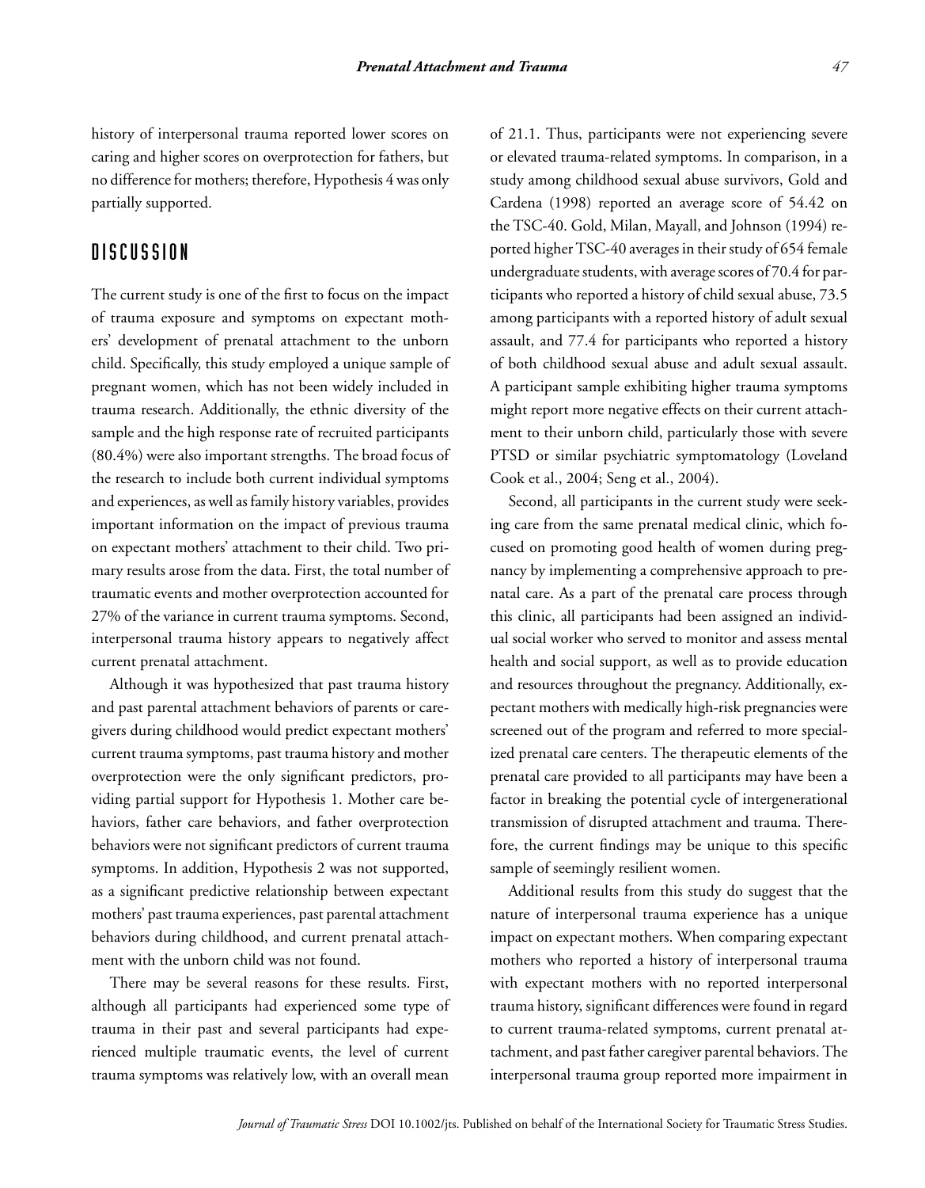history of interpersonal trauma reported lower scores on caring and higher scores on overprotection for fathers, but no difference for mothers; therefore, Hypothesis 4 was only partially supported.

## DISCUSSION

The current study is one of the first to focus on the impact of trauma exposure and symptoms on expectant mothers' development of prenatal attachment to the unborn child. Specifically, this study employed a unique sample of pregnant women, which has not been widely included in trauma research. Additionally, the ethnic diversity of the sample and the high response rate of recruited participants (80.4%) were also important strengths. The broad focus of the research to include both current individual symptoms and experiences, as well as family history variables, provides important information on the impact of previous trauma on expectant mothers' attachment to their child. Two primary results arose from the data. First, the total number of traumatic events and mother overprotection accounted for 27% of the variance in current trauma symptoms. Second, interpersonal trauma history appears to negatively affect current prenatal attachment.

Although it was hypothesized that past trauma history and past parental attachment behaviors of parents or caregivers during childhood would predict expectant mothers' current trauma symptoms, past trauma history and mother overprotection were the only significant predictors, providing partial support for Hypothesis 1. Mother care behaviors, father care behaviors, and father overprotection behaviors were not significant predictors of current trauma symptoms. In addition, Hypothesis 2 was not supported, as a significant predictive relationship between expectant mothers' past trauma experiences, past parental attachment behaviors during childhood, and current prenatal attachment with the unborn child was not found.

There may be several reasons for these results. First, although all participants had experienced some type of trauma in their past and several participants had experienced multiple traumatic events, the level of current trauma symptoms was relatively low, with an overall mean of 21.1. Thus, participants were not experiencing severe or elevated trauma-related symptoms. In comparison, in a study among childhood sexual abuse survivors, Gold and Cardena (1998) reported an average score of 54.42 on the TSC-40. Gold, Milan, Mayall, and Johnson (1994) reported higher TSC-40 averages in their study of 654 female undergraduate students, with average scores of 70.4 for participants who reported a history of child sexual abuse, 73.5 among participants with a reported history of adult sexual assault, and 77.4 for participants who reported a history of both childhood sexual abuse and adult sexual assault. A participant sample exhibiting higher trauma symptoms might report more negative effects on their current attachment to their unborn child, particularly those with severe PTSD or similar psychiatric symptomatology (Loveland Cook et al., 2004; Seng et al., 2004).

Second, all participants in the current study were seeking care from the same prenatal medical clinic, which focused on promoting good health of women during pregnancy by implementing a comprehensive approach to prenatal care. As a part of the prenatal care process through this clinic, all participants had been assigned an individual social worker who served to monitor and assess mental health and social support, as well as to provide education and resources throughout the pregnancy. Additionally, expectant mothers with medically high-risk pregnancies were screened out of the program and referred to more specialized prenatal care centers. The therapeutic elements of the prenatal care provided to all participants may have been a factor in breaking the potential cycle of intergenerational transmission of disrupted attachment and trauma. Therefore, the current findings may be unique to this specific sample of seemingly resilient women.

Additional results from this study do suggest that the nature of interpersonal trauma experience has a unique impact on expectant mothers. When comparing expectant mothers who reported a history of interpersonal trauma with expectant mothers with no reported interpersonal trauma history, significant differences were found in regard to current trauma-related symptoms, current prenatal attachment, and past father caregiver parental behaviors. The interpersonal trauma group reported more impairment in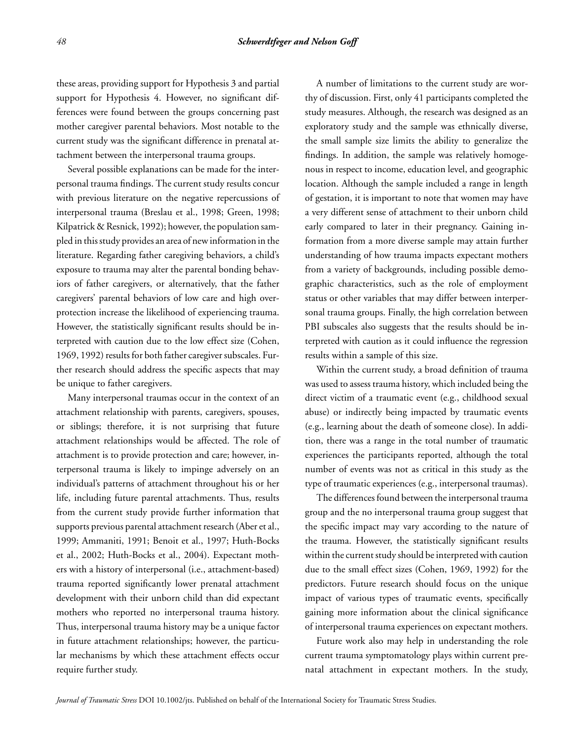these areas, providing support for Hypothesis 3 and partial support for Hypothesis 4. However, no significant differences were found between the groups concerning past mother caregiver parental behaviors. Most notable to the current study was the significant difference in prenatal attachment between the interpersonal trauma groups.

Several possible explanations can be made for the interpersonal trauma findings. The current study results concur with previous literature on the negative repercussions of interpersonal trauma (Breslau et al., 1998; Green, 1998; Kilpatrick & Resnick, 1992); however, the population sampled in this study provides an area of new information in the literature. Regarding father caregiving behaviors, a child's exposure to trauma may alter the parental bonding behaviors of father caregivers, or alternatively, that the father caregivers' parental behaviors of low care and high overprotection increase the likelihood of experiencing trauma. However, the statistically significant results should be interpreted with caution due to the low effect size (Cohen, 1969, 1992) results for both father caregiver subscales. Further research should address the specific aspects that may be unique to father caregivers.

Many interpersonal traumas occur in the context of an attachment relationship with parents, caregivers, spouses, or siblings; therefore, it is not surprising that future attachment relationships would be affected. The role of attachment is to provide protection and care; however, interpersonal trauma is likely to impinge adversely on an individual's patterns of attachment throughout his or her life, including future parental attachments. Thus, results from the current study provide further information that supports previous parental attachment research (Aber et al., 1999; Ammaniti, 1991; Benoit et al., 1997; Huth-Bocks et al., 2002; Huth-Bocks et al., 2004). Expectant mothers with a history of interpersonal (i.e., attachment-based) trauma reported significantly lower prenatal attachment development with their unborn child than did expectant mothers who reported no interpersonal trauma history. Thus, interpersonal trauma history may be a unique factor in future attachment relationships; however, the particular mechanisms by which these attachment effects occur require further study.

A number of limitations to the current study are worthy of discussion. First, only 41 participants completed the study measures. Although, the research was designed as an exploratory study and the sample was ethnically diverse, the small sample size limits the ability to generalize the findings. In addition, the sample was relatively homogenous in respect to income, education level, and geographic location. Although the sample included a range in length of gestation, it is important to note that women may have a very different sense of attachment to their unborn child early compared to later in their pregnancy. Gaining information from a more diverse sample may attain further understanding of how trauma impacts expectant mothers from a variety of backgrounds, including possible demographic characteristics, such as the role of employment status or other variables that may differ between interpersonal trauma groups. Finally, the high correlation between PBI subscales also suggests that the results should be interpreted with caution as it could influence the regression results within a sample of this size.

Within the current study, a broad definition of trauma was used to assess trauma history, which included being the direct victim of a traumatic event (e.g., childhood sexual abuse) or indirectly being impacted by traumatic events (e.g., learning about the death of someone close). In addition, there was a range in the total number of traumatic experiences the participants reported, although the total number of events was not as critical in this study as the type of traumatic experiences (e.g., interpersonal traumas).

The differences found between the interpersonal trauma group and the no interpersonal trauma group suggest that the specific impact may vary according to the nature of the trauma. However, the statistically significant results within the current study should be interpreted with caution due to the small effect sizes (Cohen, 1969, 1992) for the predictors. Future research should focus on the unique impact of various types of traumatic events, specifically gaining more information about the clinical significance of interpersonal trauma experiences on expectant mothers.

Future work also may help in understanding the role current trauma symptomatology plays within current prenatal attachment in expectant mothers. In the study,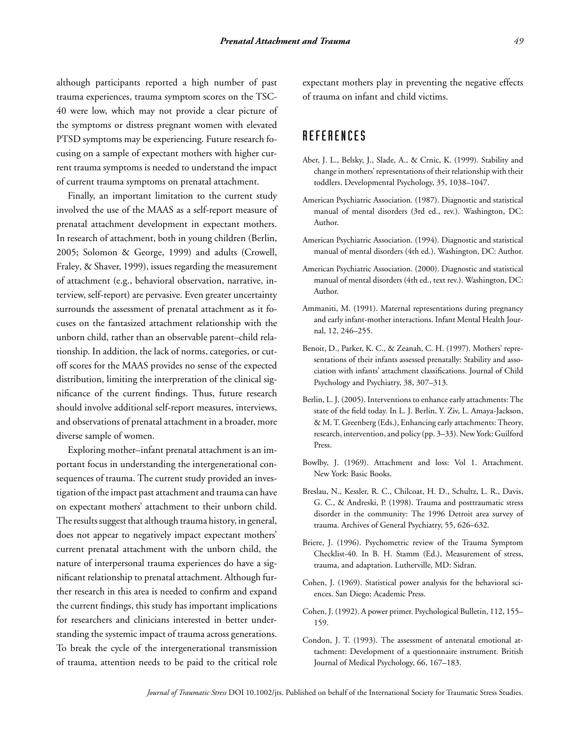although participants reported a high number of past trauma experiences, trauma symptom scores on the TSC-40 were low, which may not provide a clear picture of the symptoms or distress pregnant women with elevated PTSD symptoms may be experiencing. Future research focusing on a sample of expectant mothers with higher current trauma symptoms is needed to understand the impact of current trauma symptoms on prenatal attachment.

Finally, an important limitation to the current study involved the use of the MAAS as a self-report measure of prenatal attachment development in expectant mothers. In research of attachment, both in young children (Berlin, 2005; Solomon & George, 1999) and adults (Crowell, Fraley, & Shaver, 1999), issues regarding the measurement of attachment (e.g., behavioral observation, narrative, interview, self-report) are pervasive. Even greater uncertainty surrounds the assessment of prenatal attachment as it focuses on the fantasized attachment relationship with the unborn child, rather than an observable parent–child relationship. In addition, the lack of norms, categories, or cutoff scores for the MAAS provides no sense of the expected distribution, limiting the interpretation of the clinical significance of the current findings. Thus, future research should involve additional self-report measures, interviews, and observations of prenatal attachment in a broader, more diverse sample of women.

Exploring mother–infant prenatal attachment is an important focus in understanding the intergenerational consequences of trauma. The current study provided an investigation of the impact past attachment and trauma can have on expectant mothers' attachment to their unborn child. The results suggest that although trauma history, in general, does not appear to negatively impact expectant mothers' current prenatal attachment with the unborn child, the nature of interpersonal trauma experiences do have a significant relationship to prenatal attachment. Although further research in this area is needed to confirm and expand the current findings, this study has important implications for researchers and clinicians interested in better understanding the systemic impact of trauma across generations. To break the cycle of the intergenerational transmission of trauma, attention needs to be paid to the critical role expectant mothers play in preventing the negative effects of trauma on infant and child victims.

## REFERENCES

Aber, J. L., Belsky, J., Slade, A., & Crnic, K. (1999). Stability and change in mothers' representations of their relationship with their toddlers. Developmental Psychology, 35, 1038–1047.

American Psychiatric Association. (1987). Diagnostic and statistical manual of mental disorders (3rd ed., rev.). Washington, DC: Author.

American Psychiatric Association. (1994). Diagnostic and statistical manual of mental disorders (4th ed.). Washington, DC: Author.

American Psychiatric Association. (2000). Diagnostic and statistical manual of mental disorders (4th ed., text rev.). Washington, DC: Author.

Ammaniti, M. (1991). Maternal representations during pregnancy and early infant-mother interactions. Infant Mental Health Journal, 12, 246–255.

Benoit, D., Parker, K. C., & Zeanah, C. H. (1997). Mothers' representations of their infants assessed prenatally: Stability and association with infants' attachment classifications. Journal of Child Psychology and Psychiatry, 38, 307–313.

Berlin, L. J. (2005). Interventions to enhance early attachments: The state of the field today. In L. J. Berlin, Y. Ziv, L. Amaya-Jackson, & M. T. Greenberg (Eds.), Enhancing early attachments: Theory, research, intervention, and policy (pp. 3–33). New York: Guilford Press.

Bowlby, J. (1969). Attachment and loss: Vol 1. Attachment. New York: Basic Books.

Breslau, N., Kessler, R. C., Chilcoat, H. D., Schultz, L. R., Davis, G. C., & Andreski, P. (1998). Trauma and posttraumatic stress disorder in the community: The 1996 Detroit area survey of trauma. Archives of General Psychiatry, 55, 626–632.

Briere, J. (1996). Psychometric review of the Trauma Symptom Checklist-40. In B. H. Stamm (Ed.), Measurement of stress, trauma, and adaptation. Lutherville, MD: Sidran.

Cohen, J. (1969). Statistical power analysis for the behavioral sciences. San Diego: Academic Press.

Cohen, J. (1992). A power primer. Psychological Bulletin, 112, 155–159.

Condon, J. T. (1993). The assessment of antenatal emotional attachment: Development of a questionnaire instrument. British Journal of Medical Psychology, 66, 167–183.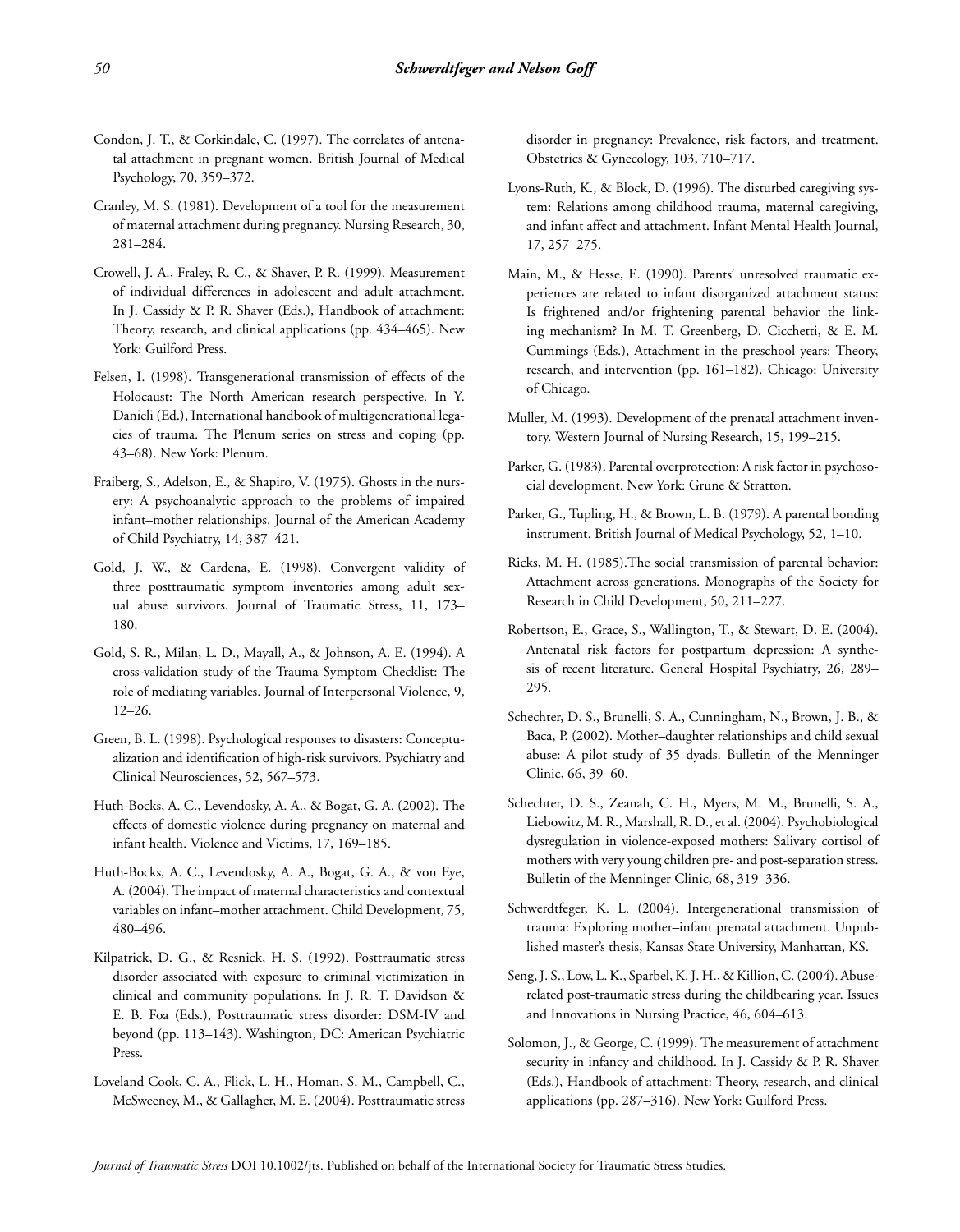Condon, J. T., & Corkindale, C. (1997). The correlates of antenatal attachment in pregnant women. British Journal of Medical Psychology, 70, 359–372.

Cranley, M. S. (1981). Development of a tool for the measurement of maternal attachment during pregnancy. Nursing Research, 30, 281–284.

Crowell, J. A., Fraley, R. C., & Shaver, P. R. (1999). Measurement of individual differences in adolescent and adult attachment. In J. Cassidy & P. R. Shaver (Eds.), Handbook of attachment: Theory, research, and clinical applications (pp. 434–465). New York: Guilford Press.

Felsen, I. (1998). Transgenerational transmission of effects of the Holocaust: The North American research perspective. In Y. Danieli (Ed.), International handbook of multigenerational legacies of trauma. The Plenum series on stress and coping (pp. 43–68). New York: Plenum.

Fraiberg, S., Adelson, E., & Shapiro, V. (1975). Ghosts in the nursery: A psychoanalytic approach to the problems of impaired infant–mother relationships. Journal of the American Academy of Child Psychiatry, 14, 387–421.

Gold, J. W., & Cardena, E. (1998). Convergent validity of three posttraumatic symptom inventories among adult sexual abuse survivors. Journal of Traumatic Stress, 11, 173–180.

Gold, S. R., Milan, L. D., Mayall, A., & Johnson, A. E. (1994). A cross-validation study of the Trauma Symptom Checklist: The role of mediating variables. Journal of Interpersonal Violence, 9, 12–26.

Green, B. L. (1998). Psychological responses to disasters: Conceptualization and identification of high-risk survivors. Psychiatry and Clinical Neurosciences, 52, 567–573.

Huth-Bocks, A. C., Levendosky, A. A., & Bogat, G. A. (2002). The effects of domestic violence during pregnancy on maternal and infant health. Violence and Victims, 17, 169–185.

Huth-Bocks, A. C., Levendosky, A. A., Bogat, G. A., & von Eye, A. (2004). The impact of maternal characteristics and contextual variables on infant–mother attachment. Child Development, 75, 480–496.

Kilpatrick, D. G., & Resnick, H. S. (1992). Posttraumatic stress disorder associated with exposure to criminal victimization in clinical and community populations. In J. R. T. Davidson & E. B. Foa (Eds.), Posttraumatic stress disorder: DSM-IV and beyond (pp. 113–143). Washington, DC: American Psychiatric Press.

Loveland Cook, C. A., Flick, L. H., Homan, S. M., Campbell, C., McSweeney, M., & Gallagher, M. E. (2004). Posttraumatic stress disorder in pregnancy: Prevalence, risk factors, and treatment. Obstetrics & Gynecology, 103, 710–717.

Lyons-Ruth, K., & Block, D. (1996). The disturbed caregiving system: Relations among childhood trauma, maternal caregiving, and infant affect and attachment. Infant Mental Health Journal, 17, 257–275.

Main, M., & Hesse, E. (1990). Parents' unresolved traumatic experiences are related to infant disorganized attachment status: Is frightened and/or frightening parental behavior the linking mechanism? In M. T. Greenberg, D. Cicchetti, & E. M. Cummings (Eds.), Attachment in the preschool years: Theory, research, and intervention (pp. 161–182). Chicago: University of Chicago.

Muller, M. (1993). Development of the prenatal attachment inventory. Western Journal of Nursing Research, 15, 199–215.

Parker, G. (1983). Parental overprotection: A risk factor in psychosocial development. New York: Grune & Stratton.

Parker, G., Tupling, H., & Brown, L. B. (1979). A parental bonding instrument. British Journal of Medical Psychology, 52, 1–10.

Ricks, M. H. (1985).The social transmission of parental behavior: Attachment across generations. Monographs of the Society for Research in Child Development, 50, 211–227.

Robertson, E., Grace, S., Wallington, T., & Stewart, D. E. (2004). Antenatal risk factors for postpartum depression: A synthesis of recent literature. General Hospital Psychiatry, 26, 289–295.

Schechter, D. S., Brunelli, S. A., Cunningham, N., Brown, J. B., & Baca, P. (2002). Mother–daughter relationships and child sexual abuse: A pilot study of 35 dyads. Bulletin of the Menninger Clinic, 66, 39–60.

Schechter, D. S., Zeanah, C. H., Myers, M. M., Brunelli, S. A., Liebowitz, M. R., Marshall, R. D., et al. (2004). Psychobiological dysregulation in violence-exposed mothers: Salivary cortisol of mothers with very young children pre- and post-separation stress. Bulletin of the Menninger Clinic, 68, 319–336.

Schwerdtfeger, K. L. (2004). Intergenerational transmission of trauma: Exploring mother–infant prenatal attachment. Unpublished master's thesis, Kansas State University, Manhattan, KS.

Seng, J. S., Low, L. K., Sparbel, K. J. H., & Killion, C. (2004). Abuse-related post-traumatic stress during the childbearing year. Issues and Innovations in Nursing Practice, 46, 604–613.

Solomon, J., & George, C. (1999). The measurement of attachment security in infancy and childhood. In J. Cassidy & P. R. Shaver (Eds.), Handbook of attachment: Theory, research, and clinical applications (pp. 287–316). New York: Guilford Press.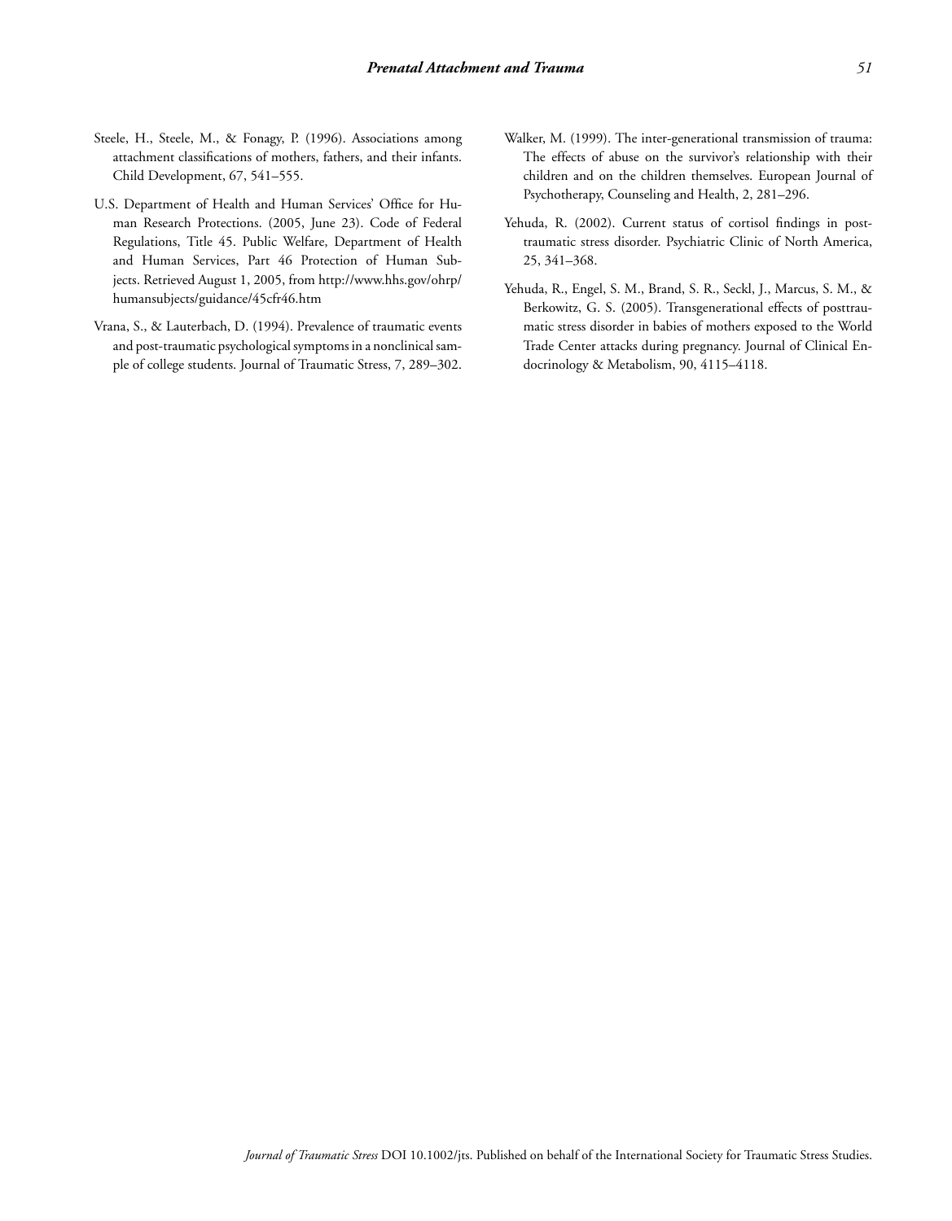Steele, H., Steele, M., & Fonagy, P. (1996). Associations among attachment classifications of mothers, fathers, and their infants. Child Development, 67, 541–555.

U.S. Department of Health and Human Services' Office for Human Research Protections. (2005, June 23). Code of Federal Regulations, Title 45. Public Welfare, Department of Health and Human Services, Part 46 Protection of Human Subjects. Retrieved August 1, 2005, from http://www.hhs.gov/ohrp/humansubjects/guidance/45cfr46.htm

Vrana, S., & Lauterbach, D. (1994). Prevalence of traumatic events and post-traumatic psychological symptoms in a nonclinical sample of college students. Journal of Traumatic Stress, 7, 289–302.

Walker, M. (1999). The inter-generational transmission of trauma: The effects of abuse on the survivor's relationship with their children and on the children themselves. European Journal of Psychotherapy, Counseling and Health, 2, 281–296.

Yehuda, R. (2002). Current status of cortisol findings in post-traumatic stress disorder. Psychiatric Clinic of North America, 25, 341–368.

Yehuda, R., Engel, S. M., Brand, S. R., Seckl, J., Marcus, S. M., & Berkowitz, G. S. (2005). Transgenerational effects of posttraumatic stress disorder in babies of mothers exposed to the World Trade Center attacks during pregnancy. Journal of Clinical Endocrinology & Metabolism, 90, 4115–4118.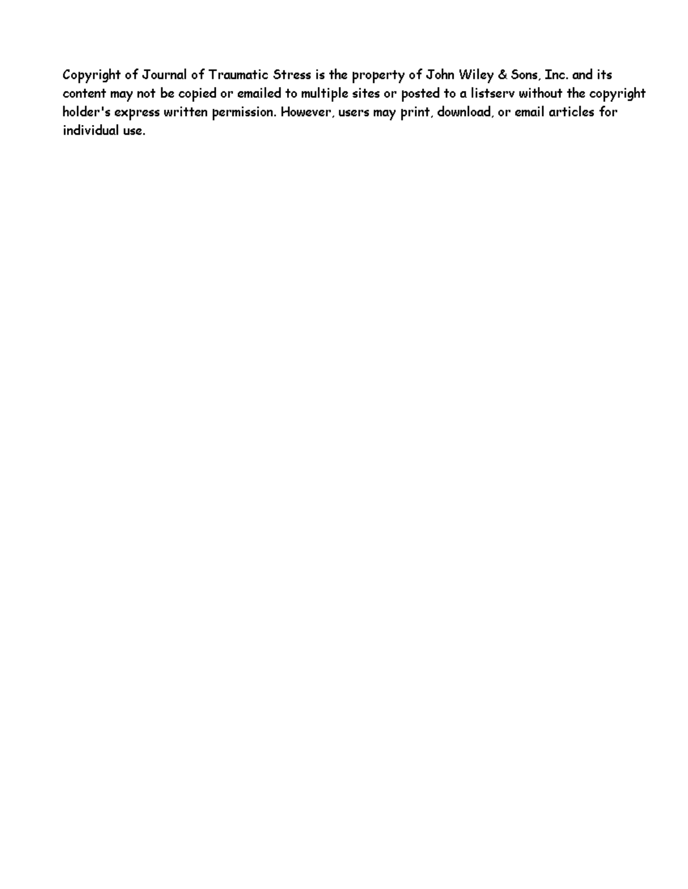Copyright of Journal of Traumatic Stress is the property of John Wiley & Sons, Inc. and its content may not be copied or emailed to multiple sites or posted to a listserv without the copyright holder's express written permission. However, users may print, download, or email articles for individual use.